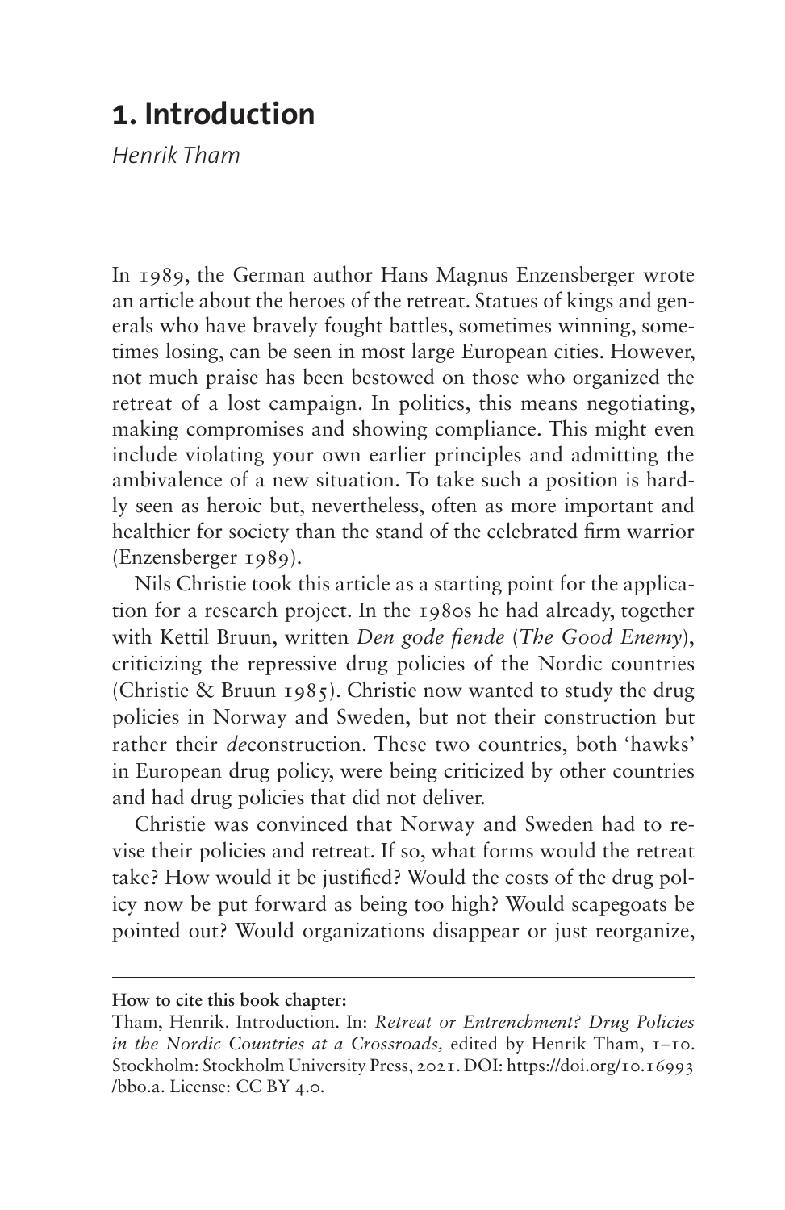# 1. Introduction

*Henrik Tham*

In 1989, the German author Hans Magnus Enzensberger wrote an article about the heroes of the retreat. Statues of kings and generals who have bravely fought battles, sometimes winning, sometimes losing, can be seen in most large European cities. However, not much praise has been bestowed on those who organized the retreat of a lost campaign. In politics, this means negotiating, making compromises and showing compliance. This might even include violating your own earlier principles and admitting the ambivalence of a new situation. To take such a position is hardly seen as heroic but, nevertheless, often as more important and healthier for society than the stand of the celebrated firm warrior (Enzensberger 1989).

Nils Christie took this article as a starting point for the application for a research project. In the 1980s he had already, together with Kettil Bruun, written *Den gode fiende* (*The Good Enemy*), criticizing the repressive drug policies of the Nordic countries (Christie & Bruun 1985). Christie now wanted to study the drug policies in Norway and Sweden, but not their construction but rather their *de*construction. These two countries, both 'hawks' in European drug policy, were being criticized by other countries and had drug policies that did not deliver.

Christie was convinced that Norway and Sweden had to revise their policies and retreat. If so, what forms would the retreat take? How would it be justified? Would the costs of the drug policy now be put forward as being too high? Would scapegoats be pointed out? Would organizations disappear or just reorganize,

---

**How to cite this book chapter:**

Tham, Henrik. Introduction. In: *Retreat or Entrenchment? Drug Policies in the Nordic Countries at a Crossroads,* edited by Henrik Tham, 1–10. Stockholm: Stockholm University Press, 2021. DOI: https://doi.org/10.16993/bbo.a. License: CC BY 4.0.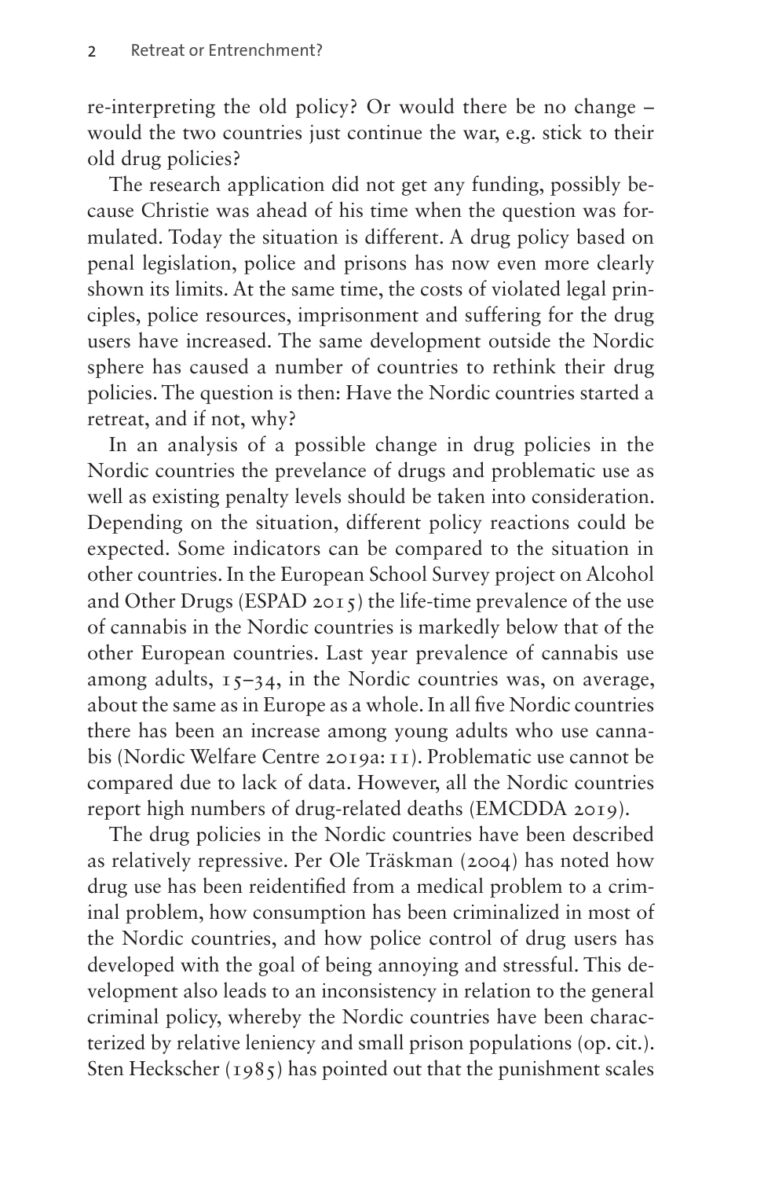re-interpreting the old policy? Or would there be no change – would the two countries just continue the war, e.g. stick to their old drug policies?

The research application did not get any funding, possibly because Christie was ahead of his time when the question was formulated. Today the situation is different. A drug policy based on penal legislation, police and prisons has now even more clearly shown its limits. At the same time, the costs of violated legal principles, police resources, imprisonment and suffering for the drug users have increased. The same development outside the Nordic sphere has caused a number of countries to rethink their drug policies. The question is then: Have the Nordic countries started a retreat, and if not, why?

In an analysis of a possible change in drug policies in the Nordic countries the prevelance of drugs and problematic use as well as existing penalty levels should be taken into consideration. Depending on the situation, different policy reactions could be expected. Some indicators can be compared to the situation in other countries. In the European School Survey project on Alcohol and Other Drugs (ESPAD 2015) the life-time prevalence of the use of cannabis in the Nordic countries is markedly below that of the other European countries. Last year prevalence of cannabis use among adults, 15–34, in the Nordic countries was, on average, about the same as in Europe as a whole. In all five Nordic countries there has been an increase among young adults who use cannabis (Nordic Welfare Centre 2019a: 11). Problematic use cannot be compared due to lack of data. However, all the Nordic countries report high numbers of drug-related deaths (EMCDDA 2019).

The drug policies in the Nordic countries have been described as relatively repressive. Per Ole Träskman (2004) has noted how drug use has been reidentified from a medical problem to a criminal problem, how consumption has been criminalized in most of the Nordic countries, and how police control of drug users has developed with the goal of being annoying and stressful. This development also leads to an inconsistency in relation to the general criminal policy, whereby the Nordic countries have been characterized by relative leniency and small prison populations (op. cit.). Sten Heckscher (1985) has pointed out that the punishment scales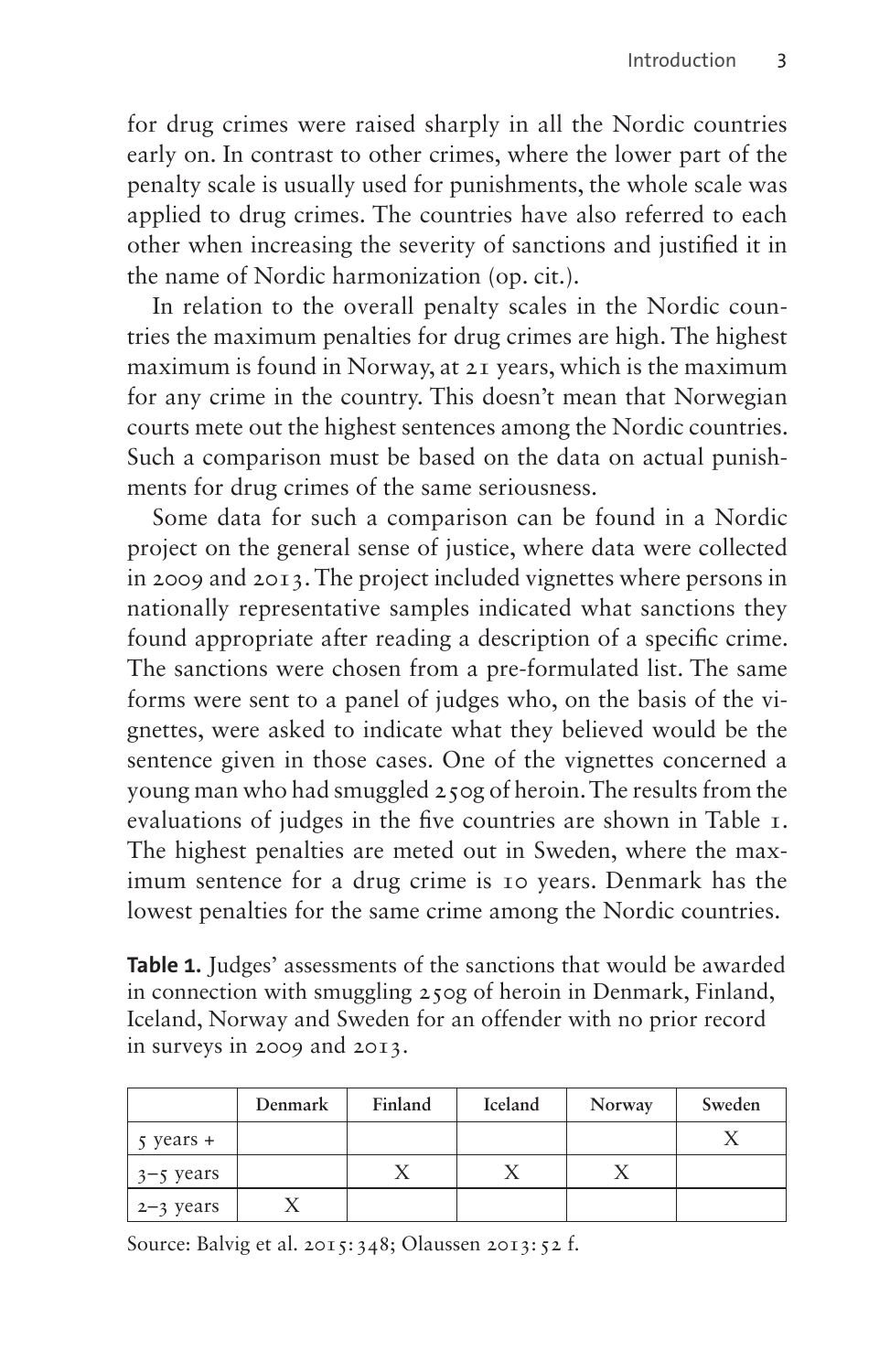for drug crimes were raised sharply in all the Nordic countries early on. In contrast to other crimes, where the lower part of the penalty scale is usually used for punishments, the whole scale was applied to drug crimes. The countries have also referred to each other when increasing the severity of sanctions and justified it in the name of Nordic harmonization (op. cit.).

In relation to the overall penalty scales in the Nordic countries the maximum penalties for drug crimes are high. The highest maximum is found in Norway, at 21 years, which is the maximum for any crime in the country. This doesn't mean that Norwegian courts mete out the highest sentences among the Nordic countries. Such a comparison must be based on the data on actual punishments for drug crimes of the same seriousness.

Some data for such a comparison can be found in a Nordic project on the general sense of justice, where data were collected in 2009 and 2013. The project included vignettes where persons in nationally representative samples indicated what sanctions they found appropriate after reading a description of a specific crime. The sanctions were chosen from a pre-formulated list. The same forms were sent to a panel of judges who, on the basis of the vignettes, were asked to indicate what they believed would be the sentence given in those cases. One of the vignettes concerned a young man who had smuggled 250g of heroin. The results from the evaluations of judges in the five countries are shown in Table 1. The highest penalties are meted out in Sweden, where the maximum sentence for a drug crime is 10 years. Denmark has the lowest penalties for the same crime among the Nordic countries.

**Table 1.** Judges' assessments of the sanctions that would be awarded in connection with smuggling 250g of heroin in Denmark, Finland, Iceland, Norway and Sweden for an offender with no prior record in surveys in 2009 and 2013.

| | Denmark | Finland | Iceland | Norway | Sweden |
|---|---|---|---|---|---|
| 5 years + | | | | | X |
| 3–5 years | | X | X | X | |
| 2–3 years | X | | | | |

Source: Balvig et al. 2015: 348; Olaussen 2013: 52 f.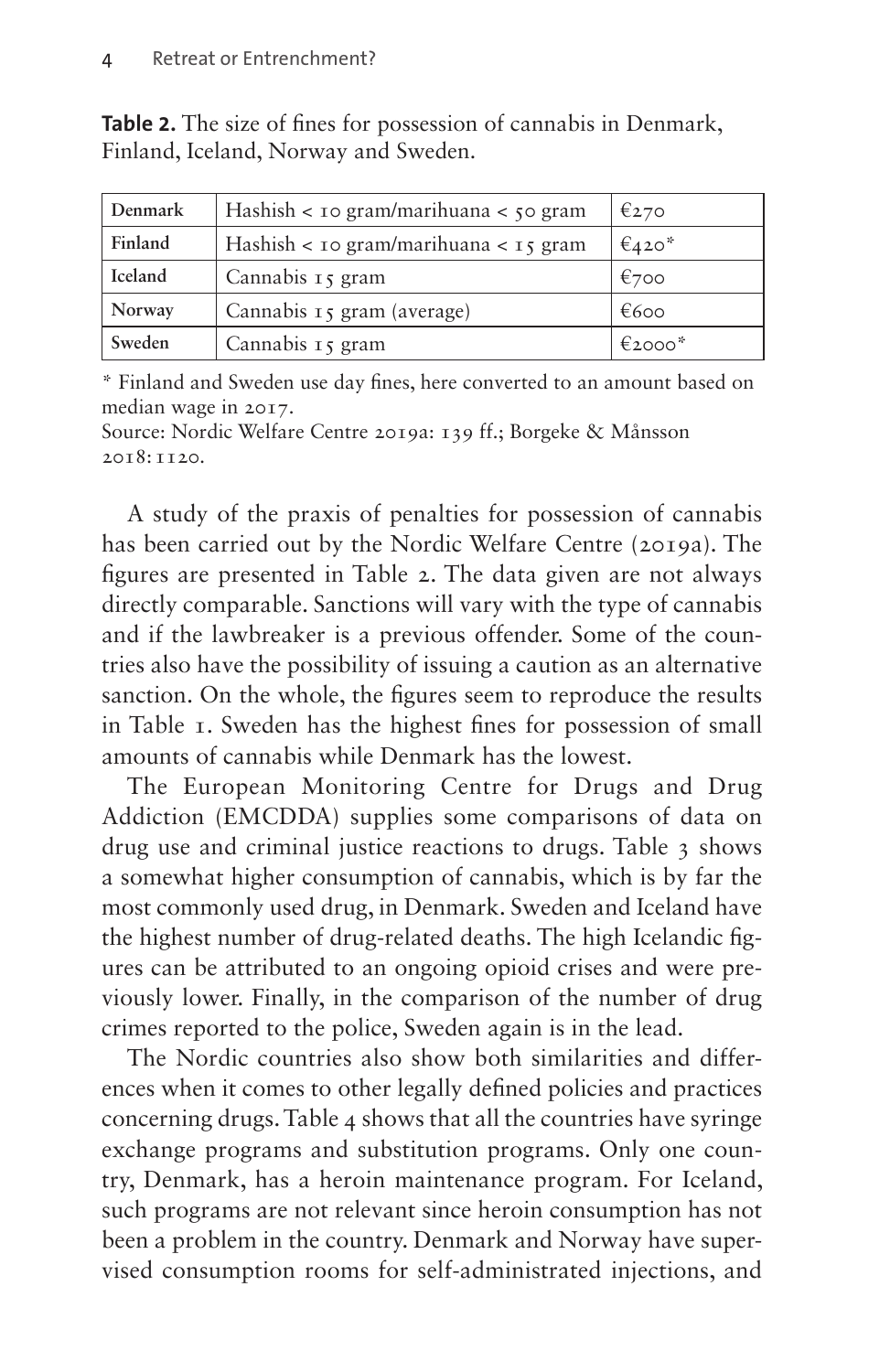**Table 2.** The size of fines for possession of cannabis in Denmark, Finland, Iceland, Norway and Sweden.

| | | |
|---|---|---|
| **Denmark** | Hashish < 10 gram/marihuana < 50 gram | €270 |
| **Finland** | Hashish < 10 gram/marihuana < 15 gram | €420* |
| **Iceland** | Cannabis 15 gram | €700 |
| **Norway** | Cannabis 15 gram (average) | €600 |
| **Sweden** | Cannabis 15 gram | €2000* |

* Finland and Sweden use day fines, here converted to an amount based on median wage in 2017.

Source: Nordic Welfare Centre 2019a: 139 ff.; Borgeke & Månsson 2018: 1120.

A study of the praxis of penalties for possession of cannabis has been carried out by the Nordic Welfare Centre (2019a). The figures are presented in Table 2. The data given are not always directly comparable. Sanctions will vary with the type of cannabis and if the lawbreaker is a previous offender. Some of the countries also have the possibility of issuing a caution as an alternative sanction. On the whole, the figures seem to reproduce the results in Table 1. Sweden has the highest fines for possession of small amounts of cannabis while Denmark has the lowest.

The European Monitoring Centre for Drugs and Drug Addiction (EMCDDA) supplies some comparisons of data on drug use and criminal justice reactions to drugs. Table 3 shows a somewhat higher consumption of cannabis, which is by far the most commonly used drug, in Denmark. Sweden and Iceland have the highest number of drug-related deaths. The high Icelandic figures can be attributed to an ongoing opioid crises and were previously lower. Finally, in the comparison of the number of drug crimes reported to the police, Sweden again is in the lead.

The Nordic countries also show both similarities and differences when it comes to other legally defined policies and practices concerning drugs. Table 4 shows that all the countries have syringe exchange programs and substitution programs. Only one country, Denmark, has a heroin maintenance program. For Iceland, such programs are not relevant since heroin consumption has not been a problem in the country. Denmark and Norway have supervised consumption rooms for self-administrated injections, and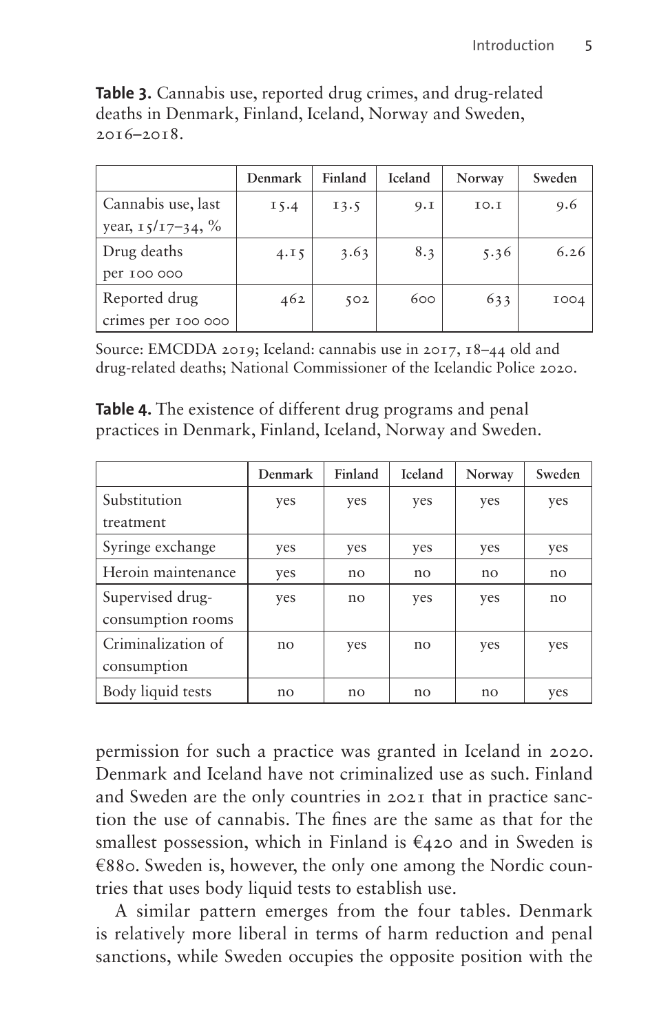**Table 3.** Cannabis use, reported drug crimes, and drug-related deaths in Denmark, Finland, Iceland, Norway and Sweden, 2016–2018.

| | Denmark | Finland | Iceland | Norway | Sweden |
|---|---|---|---|---|---|
| Cannabis use, last year, 15/17–34, % | 15.4 | 13.5 | 9.1 | 10.1 | 9.6 |
| Drug deaths per 100 000 | 4.15 | 3.63 | 8.3 | 5.36 | 6.26 |
| Reported drug crimes per 100 000 | 462 | 502 | 600 | 633 | 1004 |

Source: EMCDDA 2019; Iceland: cannabis use in 2017, 18–44 old and drug-related deaths; National Commissioner of the Icelandic Police 2020.

**Table 4.** The existence of different drug programs and penal practices in Denmark, Finland, Iceland, Norway and Sweden.

| | Denmark | Finland | Iceland | Norway | Sweden |
|---|---|---|---|---|---|
| Substitution treatment | yes | yes | yes | yes | yes |
| Syringe exchange | yes | yes | yes | yes | yes |
| Heroin maintenance | yes | no | no | no | no |
| Supervised drug-consumption rooms | yes | no | yes | yes | no |
| Criminalization of consumption | no | yes | no | yes | yes |
| Body liquid tests | no | no | no | no | yes |

permission for such a practice was granted in Iceland in 2020. Denmark and Iceland have not criminalized use as such. Finland and Sweden are the only countries in 2021 that in practice sanction the use of cannabis. The fines are the same as that for the smallest possession, which in Finland is €420 and in Sweden is €880. Sweden is, however, the only one among the Nordic countries that uses body liquid tests to establish use.

A similar pattern emerges from the four tables. Denmark is relatively more liberal in terms of harm reduction and penal sanctions, while Sweden occupies the opposite position with the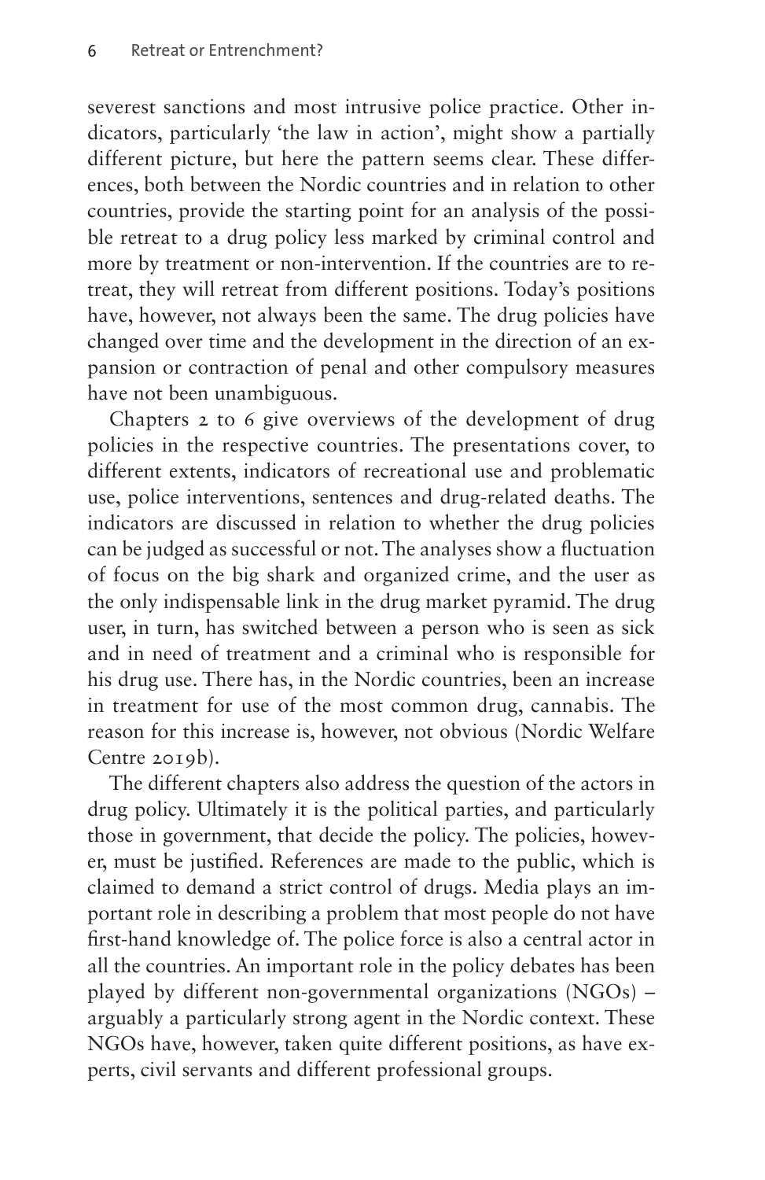severest sanctions and most intrusive police practice. Other indicators, particularly 'the law in action', might show a partially different picture, but here the pattern seems clear. These differences, both between the Nordic countries and in relation to other countries, provide the starting point for an analysis of the possible retreat to a drug policy less marked by criminal control and more by treatment or non-intervention. If the countries are to retreat, they will retreat from different positions. Today's positions have, however, not always been the same. The drug policies have changed over time and the development in the direction of an expansion or contraction of penal and other compulsory measures have not been unambiguous.

Chapters 2 to 6 give overviews of the development of drug policies in the respective countries. The presentations cover, to different extents, indicators of recreational use and problematic use, police interventions, sentences and drug-related deaths. The indicators are discussed in relation to whether the drug policies can be judged as successful or not. The analyses show a fluctuation of focus on the big shark and organized crime, and the user as the only indispensable link in the drug market pyramid. The drug user, in turn, has switched between a person who is seen as sick and in need of treatment and a criminal who is responsible for his drug use. There has, in the Nordic countries, been an increase in treatment for use of the most common drug, cannabis. The reason for this increase is, however, not obvious (Nordic Welfare Centre 2019b).

The different chapters also address the question of the actors in drug policy. Ultimately it is the political parties, and particularly those in government, that decide the policy. The policies, however, must be justified. References are made to the public, which is claimed to demand a strict control of drugs. Media plays an important role in describing a problem that most people do not have first-hand knowledge of. The police force is also a central actor in all the countries. An important role in the policy debates has been played by different non-governmental organizations (NGOs) – arguably a particularly strong agent in the Nordic context. These NGOs have, however, taken quite different positions, as have experts, civil servants and different professional groups.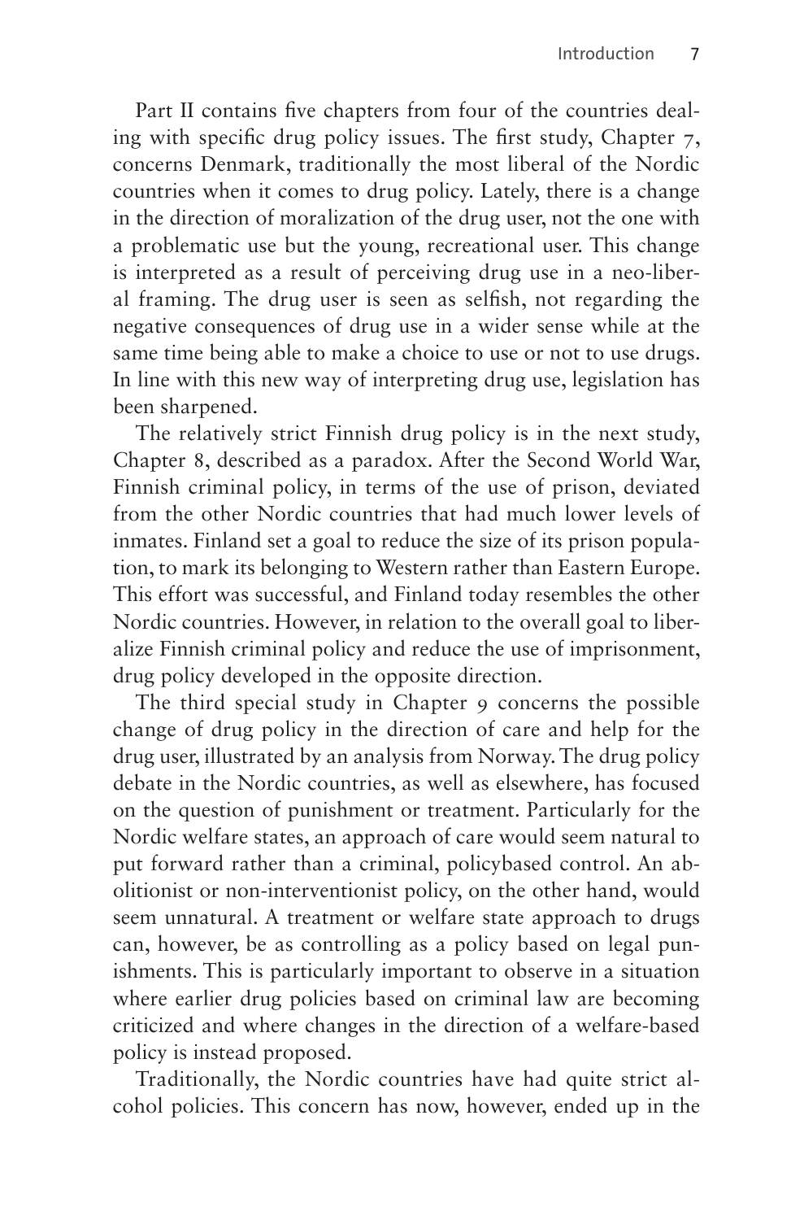Part II contains five chapters from four of the countries dealing with specific drug policy issues. The first study, Chapter 7, concerns Denmark, traditionally the most liberal of the Nordic countries when it comes to drug policy. Lately, there is a change in the direction of moralization of the drug user, not the one with a problematic use but the young, recreational user. This change is interpreted as a result of perceiving drug use in a neo-liberal framing. The drug user is seen as selfish, not regarding the negative consequences of drug use in a wider sense while at the same time being able to make a choice to use or not to use drugs. In line with this new way of interpreting drug use, legislation has been sharpened.

The relatively strict Finnish drug policy is in the next study, Chapter 8, described as a paradox. After the Second World War, Finnish criminal policy, in terms of the use of prison, deviated from the other Nordic countries that had much lower levels of inmates. Finland set a goal to reduce the size of its prison population, to mark its belonging to Western rather than Eastern Europe. This effort was successful, and Finland today resembles the other Nordic countries. However, in relation to the overall goal to liberalize Finnish criminal policy and reduce the use of imprisonment, drug policy developed in the opposite direction.

The third special study in Chapter 9 concerns the possible change of drug policy in the direction of care and help for the drug user, illustrated by an analysis from Norway. The drug policy debate in the Nordic countries, as well as elsewhere, has focused on the question of punishment or treatment. Particularly for the Nordic welfare states, an approach of care would seem natural to put forward rather than a criminal, policybased control. An abolitionist or non-interventionist policy, on the other hand, would seem unnatural. A treatment or welfare state approach to drugs can, however, be as controlling as a policy based on legal punishments. This is particularly important to observe in a situation where earlier drug policies based on criminal law are becoming criticized and where changes in the direction of a welfare-based policy is instead proposed.

Traditionally, the Nordic countries have had quite strict alcohol policies. This concern has now, however, ended up in the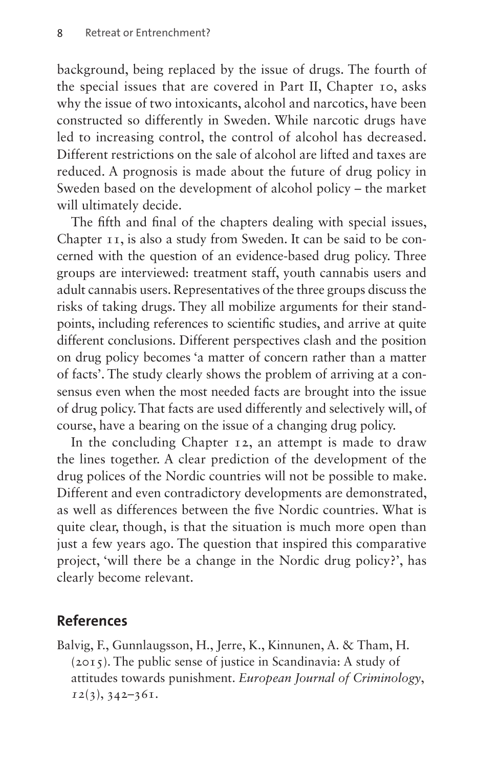background, being replaced by the issue of drugs. The fourth of the special issues that are covered in Part II, Chapter 10, asks why the issue of two intoxicants, alcohol and narcotics, have been constructed so differently in Sweden. While narcotic drugs have led to increasing control, the control of alcohol has decreased. Different restrictions on the sale of alcohol are lifted and taxes are reduced. A prognosis is made about the future of drug policy in Sweden based on the development of alcohol policy – the market will ultimately decide.

The fifth and final of the chapters dealing with special issues, Chapter 11, is also a study from Sweden. It can be said to be concerned with the question of an evidence-based drug policy. Three groups are interviewed: treatment staff, youth cannabis users and adult cannabis users. Representatives of the three groups discuss the risks of taking drugs. They all mobilize arguments for their standpoints, including references to scientific studies, and arrive at quite different conclusions. Different perspectives clash and the position on drug policy becomes 'a matter of concern rather than a matter of facts'. The study clearly shows the problem of arriving at a consensus even when the most needed facts are brought into the issue of drug policy. That facts are used differently and selectively will, of course, have a bearing on the issue of a changing drug policy.

In the concluding Chapter 12, an attempt is made to draw the lines together. A clear prediction of the development of the drug polices of the Nordic countries will not be possible to make. Different and even contradictory developments are demonstrated, as well as differences between the five Nordic countries. What is quite clear, though, is that the situation is much more open than just a few years ago. The question that inspired this comparative project, 'will there be a change in the Nordic drug policy?', has clearly become relevant.

## References

Balvig, F., Gunnlaugsson, H., Jerre, K., Kinnunen, A. & Tham, H. (2015). The public sense of justice in Scandinavia: A study of attitudes towards punishment. *European Journal of Criminology*, *12*(3), 342–361.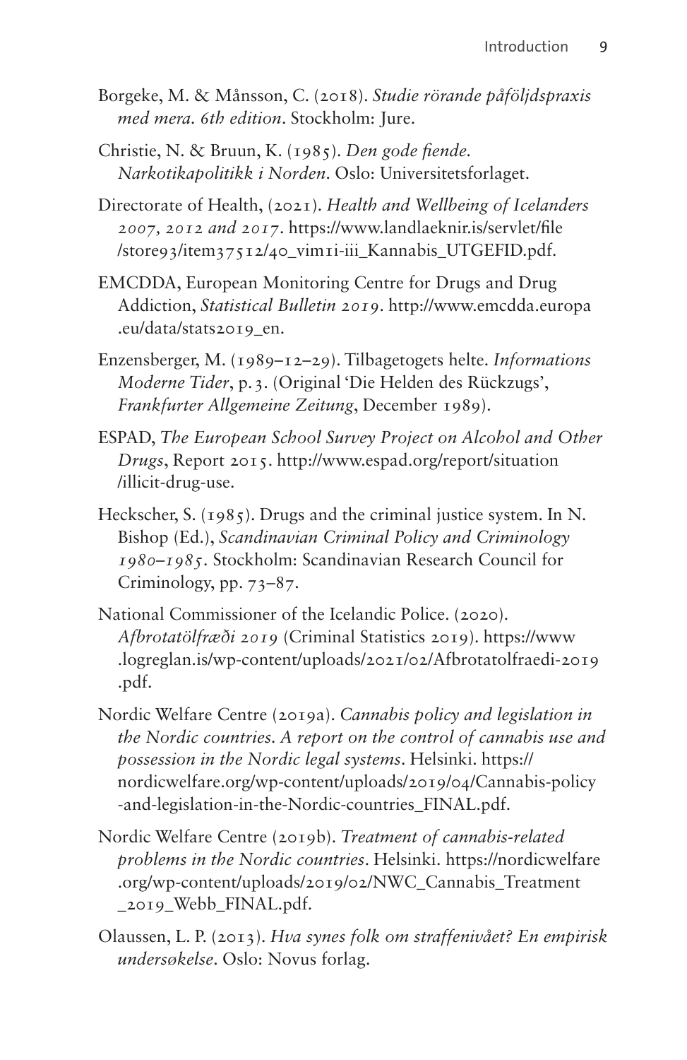Borgeke, M. & Månsson, C. (2018). *Studie rörande påföljdspraxis med mera. 6th edition*. Stockholm: Jure.

Christie, N. & Bruun, K. (1985). *Den gode fiende. Narkotikapolitikk i Norden*. Oslo: Universitetsforlaget.

Directorate of Health, (2021). *Health and Wellbeing of Icelanders 2007, 2012 and 2017*. https://www.landlaeknir.is/servlet/file/store93/item37512/40_vim1i-iii_Kannabis_UTGEFID.pdf.

EMCDDA, European Monitoring Centre for Drugs and Drug Addiction, *Statistical Bulletin 2019*. http://www.emcdda.europa.eu/data/stats2019_en.

Enzensberger, M. (1989–12–29). Tilbagetogets helte. *Informations Moderne Tider*, p. 3. (Original 'Die Helden des Rückzugs', *Frankfurter Allgemeine Zeitung*, December 1989).

ESPAD, *The European School Survey Project on Alcohol and Other Drugs*, Report 2015. http://www.espad.org/report/situation/illicit-drug-use.

Heckscher, S. (1985). Drugs and the criminal justice system. In N. Bishop (Ed.), *Scandinavian Criminal Policy and Criminology 1980–1985*. Stockholm: Scandinavian Research Council for Criminology, pp. 73–87.

National Commissioner of the Icelandic Police. (2020). *Afbrotatölfræði 2019* (Criminal Statistics 2019). https://www.logreglan.is/wp-content/uploads/2021/02/Afbrotatolfraedi-2019.pdf.

Nordic Welfare Centre (2019a). *Cannabis policy and legislation in the Nordic countries. A report on the control of cannabis use and possession in the Nordic legal systems*. Helsinki. https://nordicwelfare.org/wp-content/uploads/2019/04/Cannabis-policy-and-legislation-in-the-Nordic-countries_FINAL.pdf.

Nordic Welfare Centre (2019b). *Treatment of cannabis-related problems in the Nordic countries*. Helsinki. https://nordicwelfare.org/wp-content/uploads/2019/02/NWC_Cannabis_Treatment_2019_Webb_FINAL.pdf.

Olaussen, L. P. (2013). *Hva synes folk om straffenivået? En empirisk undersøkelse*. Oslo: Novus forlag.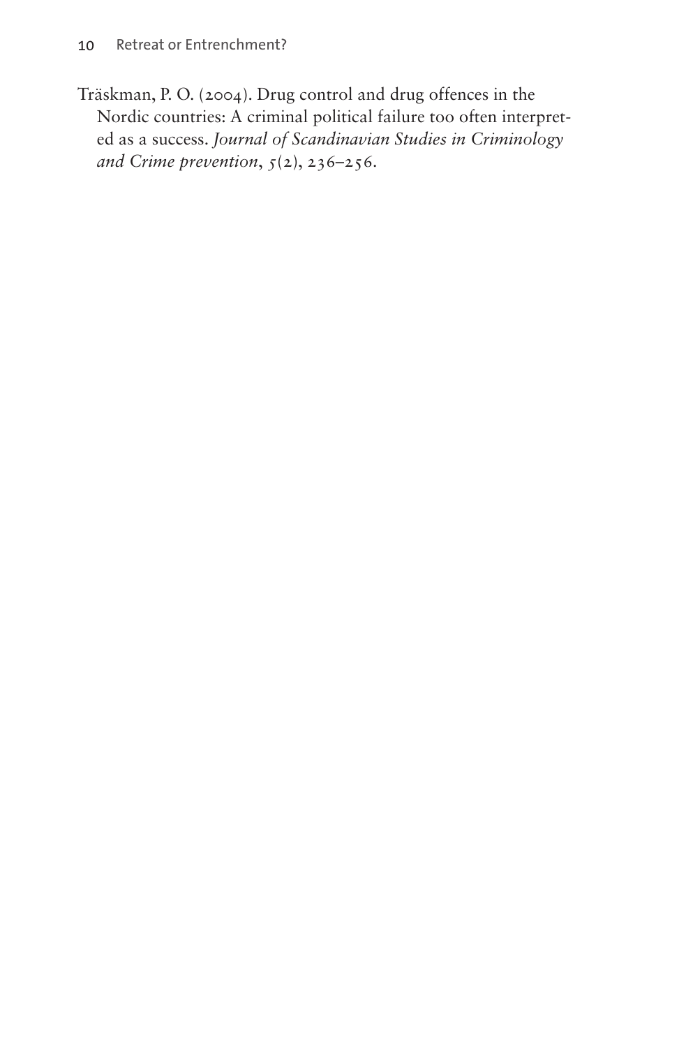Träskman, P. O. (2004). Drug control and drug offences in the Nordic countries: A criminal political failure too often interpreted as a success. *Journal of Scandinavian Studies in Criminology and Crime prevention*, *5*(2), 236–256.